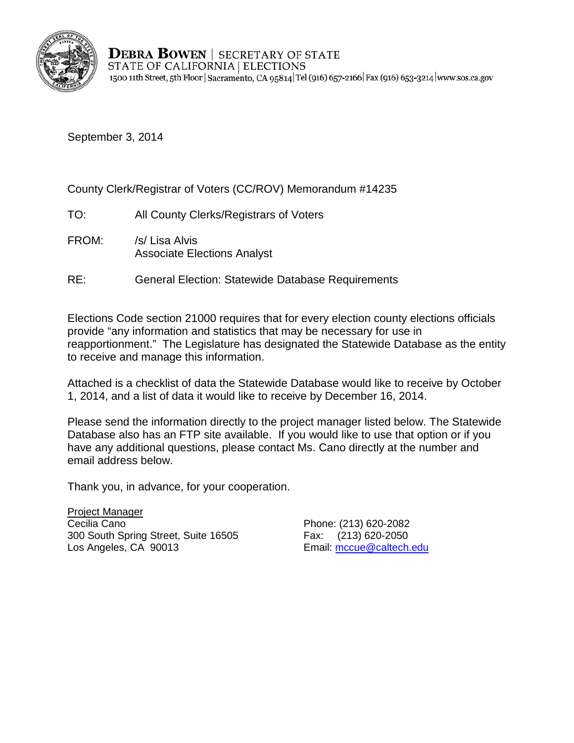**DEBRA BOWEN** | SECRETARY OF STATE
STATE OF CALIFORNIA | ELECTIONS
1500 11th Street, 5th Floor | Sacramento, CA 95814 | Tel (916) 657-2166 | Fax (916) 653-3214 | www.sos.ca.gov

September 3, 2014

County Clerk/Registrar of Voters (CC/ROV) Memorandum #14235

TO: All County Clerks/Registrars of Voters

FROM: /s/ Lisa Alvis
Associate Elections Analyst

RE: General Election: Statewide Database Requirements

Elections Code section 21000 requires that for every election county elections officials provide "any information and statistics that may be necessary for use in reapportionment." The Legislature has designated the Statewide Database as the entity to receive and manage this information.

Attached is a checklist of data the Statewide Database would like to receive by October 1, 2014, and a list of data it would like to receive by December 16, 2014.

Please send the information directly to the project manager listed below. The Statewide Database also has an FTP site available. If you would like to use that option or if you have any additional questions, please contact Ms. Cano directly at the number and email address below.

Thank you, in advance, for your cooperation.

<u>Project Manager</u>
Cecilia Cano
300 South Spring Street, Suite 16505
Los Angeles, CA 90013

Phone: (213) 620-2082
Fax: (213) 620-2050
Email: mccue@caltech.edu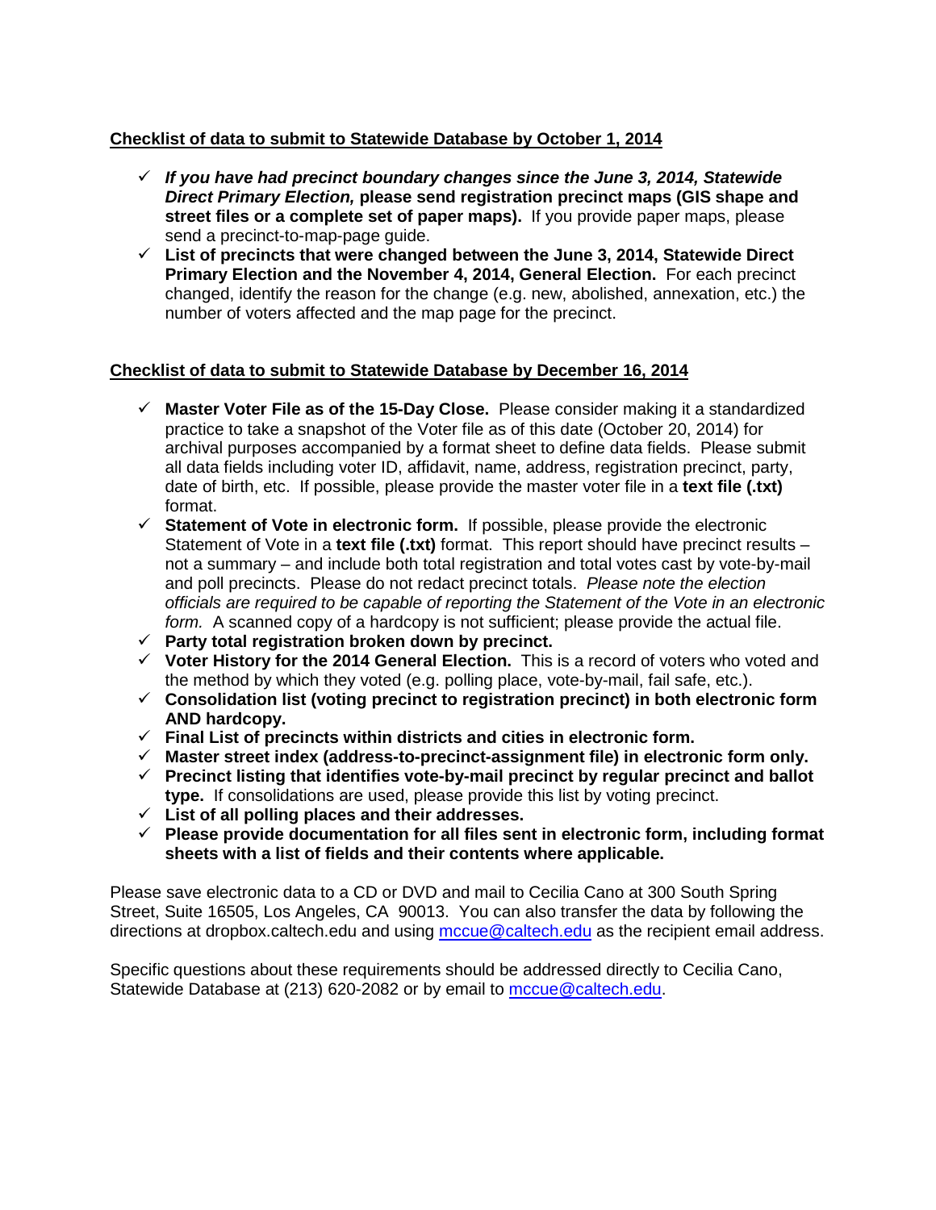**<u>Checklist of data to submit to Statewide Database by October 1, 2014</u>**

- ✓ ***If you have had precinct boundary changes since the June 3, 2014, Statewide Direct Primary Election,*** **please send registration precinct maps (GIS shape and street files or a complete set of paper maps).** If you provide paper maps, please send a precinct-to-map-page guide.
- ✓ **List of precincts that were changed between the June 3, 2014, Statewide Direct Primary Election and the November 4, 2014, General Election.** For each precinct changed, identify the reason for the change (e.g. new, abolished, annexation, etc.) the number of voters affected and the map page for the precinct.

**<u>Checklist of data to submit to Statewide Database by December 16, 2014</u>**

- ✓ **Master Voter File as of the 15-Day Close.** Please consider making it a standardized practice to take a snapshot of the Voter file as of this date (October 20, 2014) for archival purposes accompanied by a format sheet to define data fields. Please submit all data fields including voter ID, affidavit, name, address, registration precinct, party, date of birth, etc. If possible, please provide the master voter file in a **text file (.txt)** format.
- ✓ **Statement of Vote in electronic form.** If possible, please provide the electronic Statement of Vote in a **text file (.txt)** format. This report should have precinct results – not a summary – and include both total registration and total votes cast by vote-by-mail and poll precincts. Please do not redact precinct totals. *Please note the election officials are required to be capable of reporting the Statement of the Vote in an electronic form.* A scanned copy of a hardcopy is not sufficient; please provide the actual file.
- ✓ **Party total registration broken down by precinct.**
- ✓ **Voter History for the 2014 General Election.** This is a record of voters who voted and the method by which they voted (e.g. polling place, vote-by-mail, fail safe, etc.).
- ✓ **Consolidation list (voting precinct to registration precinct) in both electronic form AND hardcopy.**
- ✓ **Final List of precincts within districts and cities in electronic form.**
- ✓ **Master street index (address-to-precinct-assignment file) in electronic form only.**
- ✓ **Precinct listing that identifies vote-by-mail precinct by regular precinct and ballot type.** If consolidations are used, please provide this list by voting precinct.
- ✓ **List of all polling places and their addresses.**
- ✓ **Please provide documentation for all files sent in electronic form, including format sheets with a list of fields and their contents where applicable.**

Please save electronic data to a CD or DVD and mail to Cecilia Cano at 300 South Spring Street, Suite 16505, Los Angeles, CA 90013. You can also transfer the data by following the directions at dropbox.caltech.edu and using mccue@caltech.edu as the recipient email address.

Specific questions about these requirements should be addressed directly to Cecilia Cano, Statewide Database at (213) 620-2082 or by email to mccue@caltech.edu.